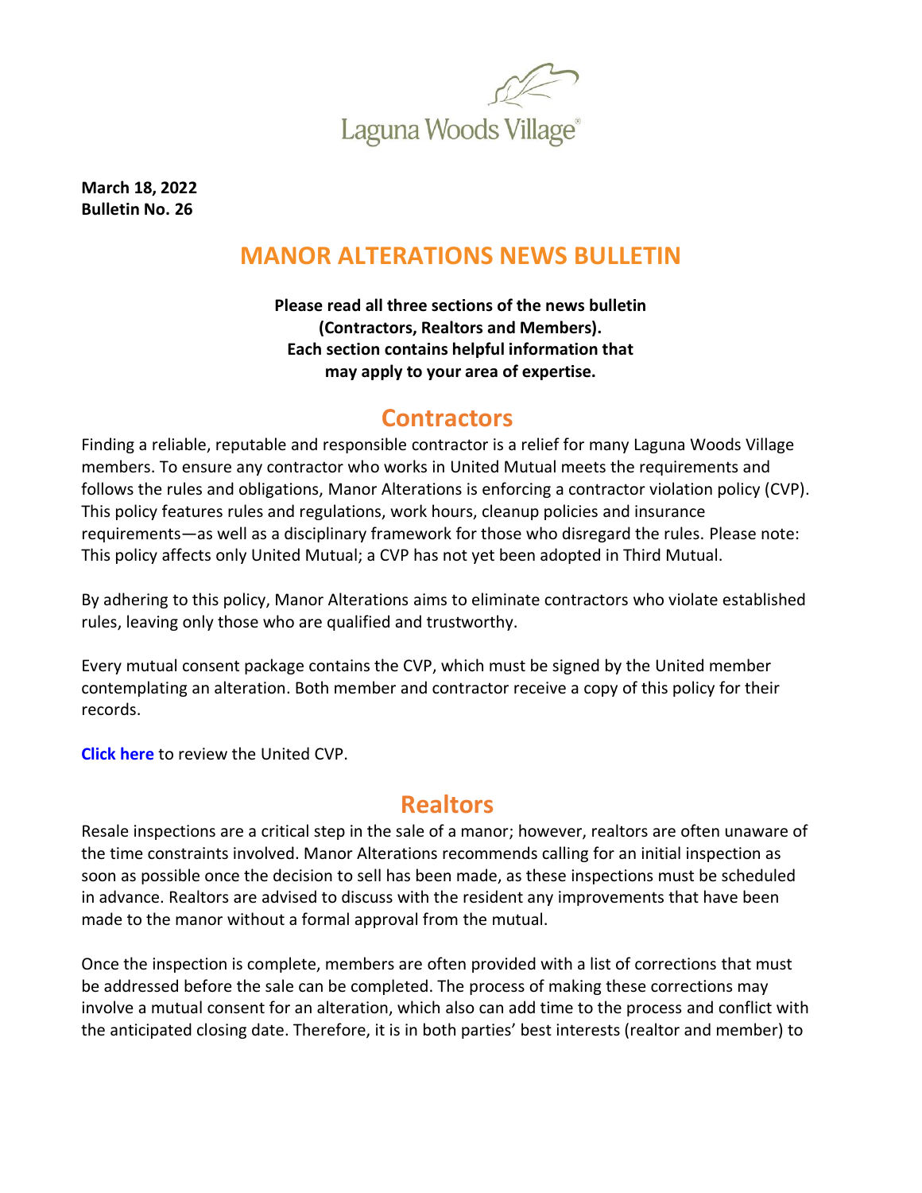Laguna Woods Village®

**March 18, 2022**
**Bulletin No. 26**

# MANOR ALTERATIONS NEWS BULLETIN

**Please read all three sections of the news bulletin (Contractors, Realtors and Members). Each section contains helpful information that may apply to your area of expertise.**

## Contractors

Finding a reliable, reputable and responsible contractor is a relief for many Laguna Woods Village members. To ensure any contractor who works in United Mutual meets the requirements and follows the rules and obligations, Manor Alterations is enforcing a contractor violation policy (CVP). This policy features rules and regulations, work hours, cleanup policies and insurance requirements—as well as a disciplinary framework for those who disregard the rules. Please note: This policy affects only United Mutual; a CVP has not yet been adopted in Third Mutual.

By adhering to this policy, Manor Alterations aims to eliminate contractors who violate established rules, leaving only those who are qualified and trustworthy.

Every mutual consent package contains the CVP, which must be signed by the United member contemplating an alteration. Both member and contractor receive a copy of this policy for their records.

**Click here** to review the United CVP.

## Realtors

Resale inspections are a critical step in the sale of a manor; however, realtors are often unaware of the time constraints involved. Manor Alterations recommends calling for an initial inspection as soon as possible once the decision to sell has been made, as these inspections must be scheduled in advance. Realtors are advised to discuss with the resident any improvements that have been made to the manor without a formal approval from the mutual.

Once the inspection is complete, members are often provided with a list of corrections that must be addressed before the sale can be completed. The process of making these corrections may involve a mutual consent for an alteration, which also can add time to the process and conflict with the anticipated closing date. Therefore, it is in both parties' best interests (realtor and member) to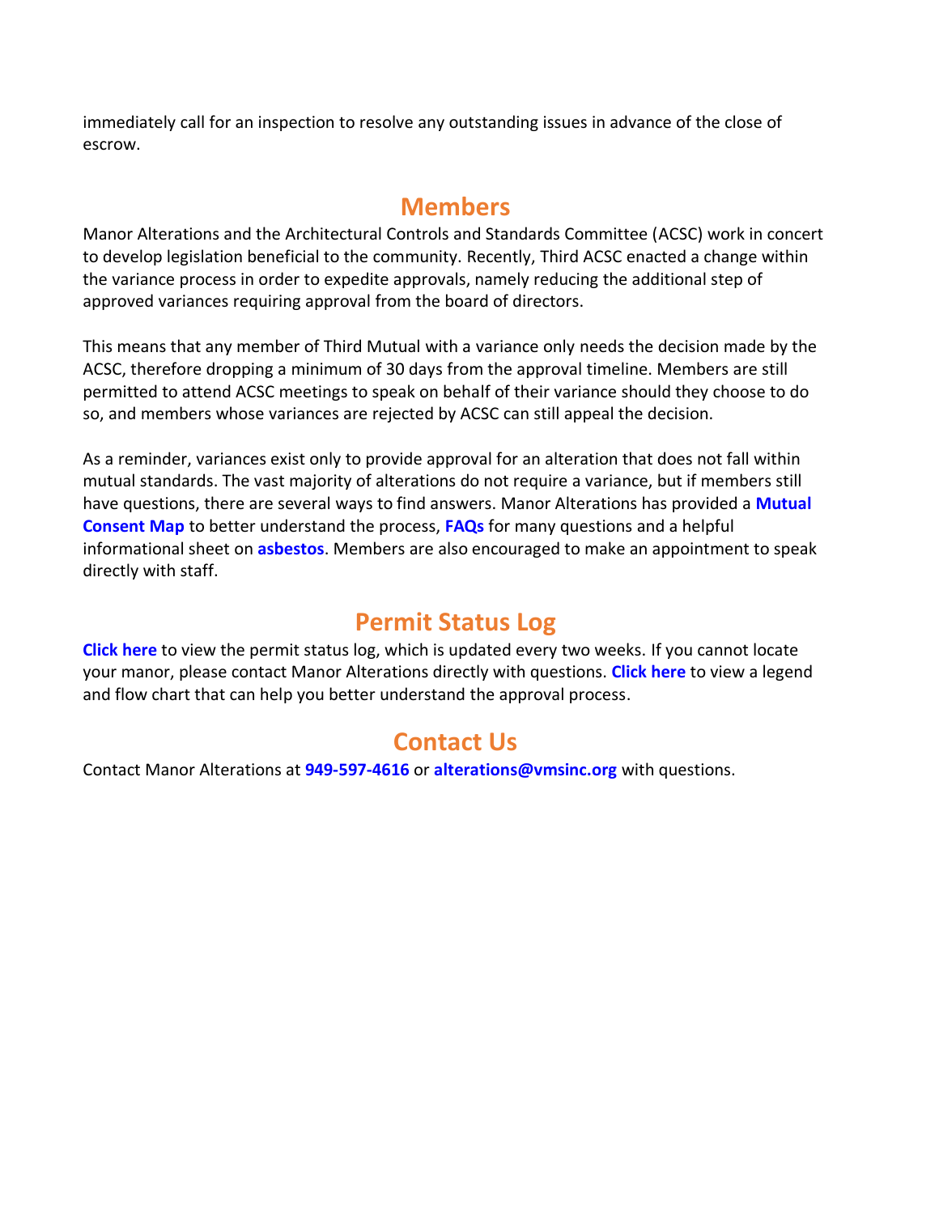immediately call for an inspection to resolve any outstanding issues in advance of the close of escrow.

## Members

Manor Alterations and the Architectural Controls and Standards Committee (ACSC) work in concert to develop legislation beneficial to the community. Recently, Third ACSC enacted a change within the variance process in order to expedite approvals, namely reducing the additional step of approved variances requiring approval from the board of directors.

This means that any member of Third Mutual with a variance only needs the decision made by the ACSC, therefore dropping a minimum of 30 days from the approval timeline. Members are still permitted to attend ACSC meetings to speak on behalf of their variance should they choose to do so, and members whose variances are rejected by ACSC can still appeal the decision.

As a reminder, variances exist only to provide approval for an alteration that does not fall within mutual standards. The vast majority of alterations do not require a variance, but if members still have questions, there are several ways to find answers. Manor Alterations has provided a **Mutual Consent Map** to better understand the process, **FAQs** for many questions and a helpful informational sheet on **asbestos**. Members are also encouraged to make an appointment to speak directly with staff.

## Permit Status Log

**Click here** to view the permit status log, which is updated every two weeks. If you cannot locate your manor, please contact Manor Alterations directly with questions. **Click here** to view a legend and flow chart that can help you better understand the approval process.

## Contact Us

Contact Manor Alterations at **949-597-4616** or **alterations@vmsinc.org** with questions.